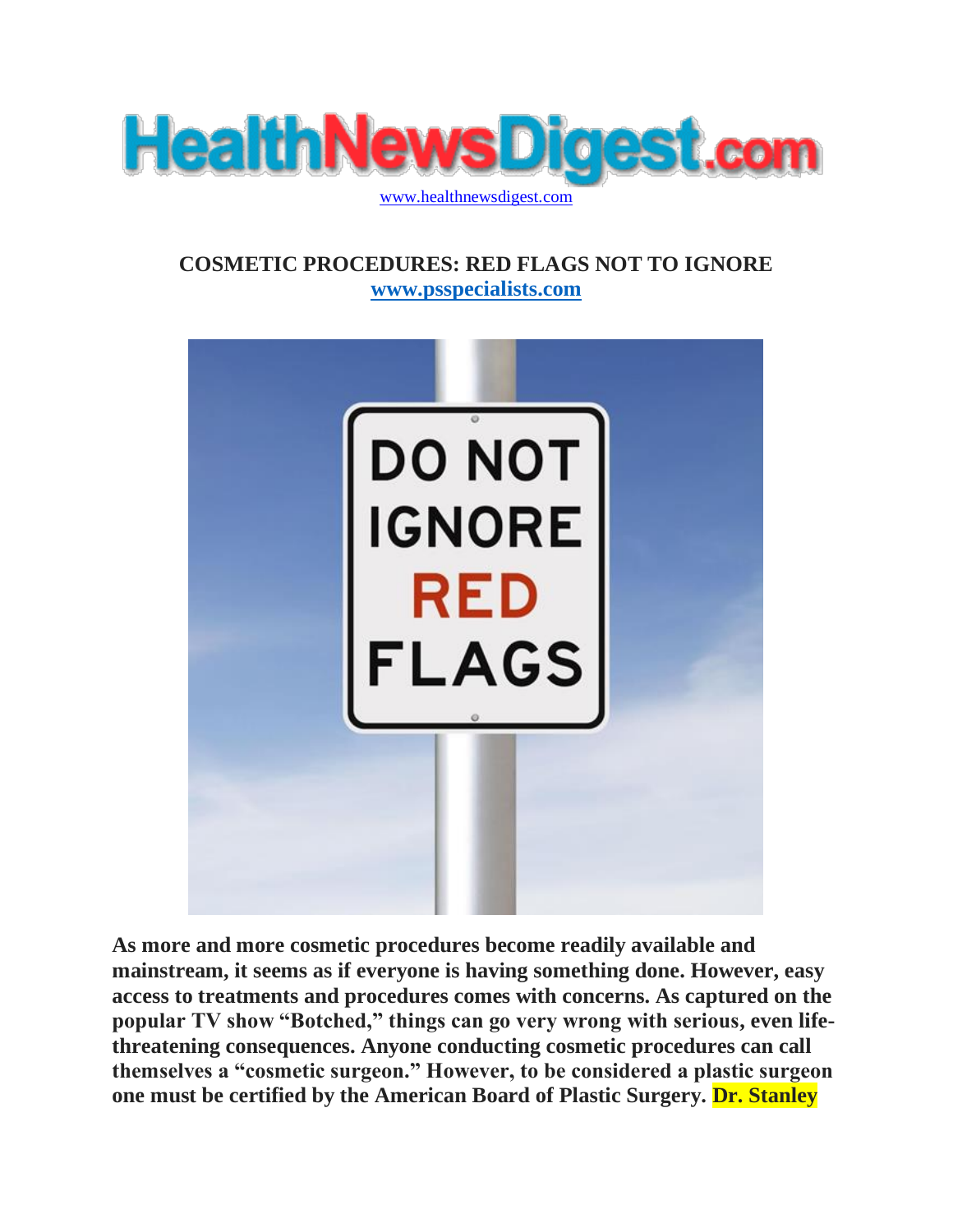HealthNewsDigest.com

www.healthnewsdigest.com

## COSMETIC PROCEDURES: RED FLAGS NOT TO IGNORE

**www.psspecialists.com**

**As more and more cosmetic procedures become readily available and mainstream, it seems as if everyone is having something done. However, easy access to treatments and procedures comes with concerns. As captured on the popular TV show "Botched," things can go very wrong with serious, even life-threatening consequences. Anyone conducting cosmetic procedures can call themselves a "cosmetic surgeon." However, to be considered a plastic surgeon one must be certified by the American Board of Plastic Surgery. Dr. Stanley**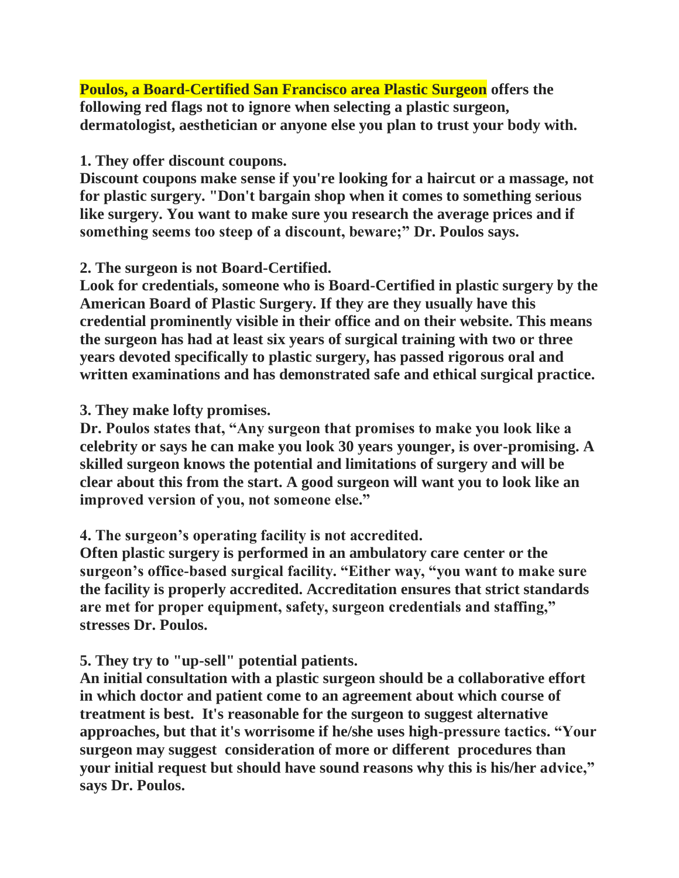**Poulos, a Board-Certified San Francisco area Plastic Surgeon offers the following red flags not to ignore when selecting a plastic surgeon, dermatologist, aesthetician or anyone else you plan to trust your body with.**

**1. They offer discount coupons.**
**Discount coupons make sense if you're looking for a haircut or a massage, not for plastic surgery. "Don't bargain shop when it comes to something serious like surgery. You want to make sure you research the average prices and if something seems too steep of a discount, beware;" Dr. Poulos says.**

**2. The surgeon is not Board-Certified.**
**Look for credentials, someone who is Board-Certified in plastic surgery by the American Board of Plastic Surgery. If they are they usually have this credential prominently visible in their office and on their website. This means the surgeon has had at least six years of surgical training with two or three years devoted specifically to plastic surgery, has passed rigorous oral and written examinations and has demonstrated safe and ethical surgical practice.**

**3. They make lofty promises.**
**Dr. Poulos states that, "Any surgeon that promises to make you look like a celebrity or says he can make you look 30 years younger, is over-promising. A skilled surgeon knows the potential and limitations of surgery and will be clear about this from the start. A good surgeon will want you to look like an improved version of you, not someone else."**

**4. The surgeon's operating facility is not accredited.**
**Often plastic surgery is performed in an ambulatory care center or the surgeon's office-based surgical facility. "Either way, "you want to make sure the facility is properly accredited. Accreditation ensures that strict standards are met for proper equipment, safety, surgeon credentials and staffing," stresses Dr. Poulos.**

**5. They try to "up-sell" potential patients.**
**An initial consultation with a plastic surgeon should be a collaborative effort in which doctor and patient come to an agreement about which course of treatment is best. It's reasonable for the surgeon to suggest alternative approaches, but that it's worrisome if he/she uses high-pressure tactics. "Your surgeon may suggest consideration of more or different procedures than your initial request but should have sound reasons why this is his/her advice," says Dr. Poulos.**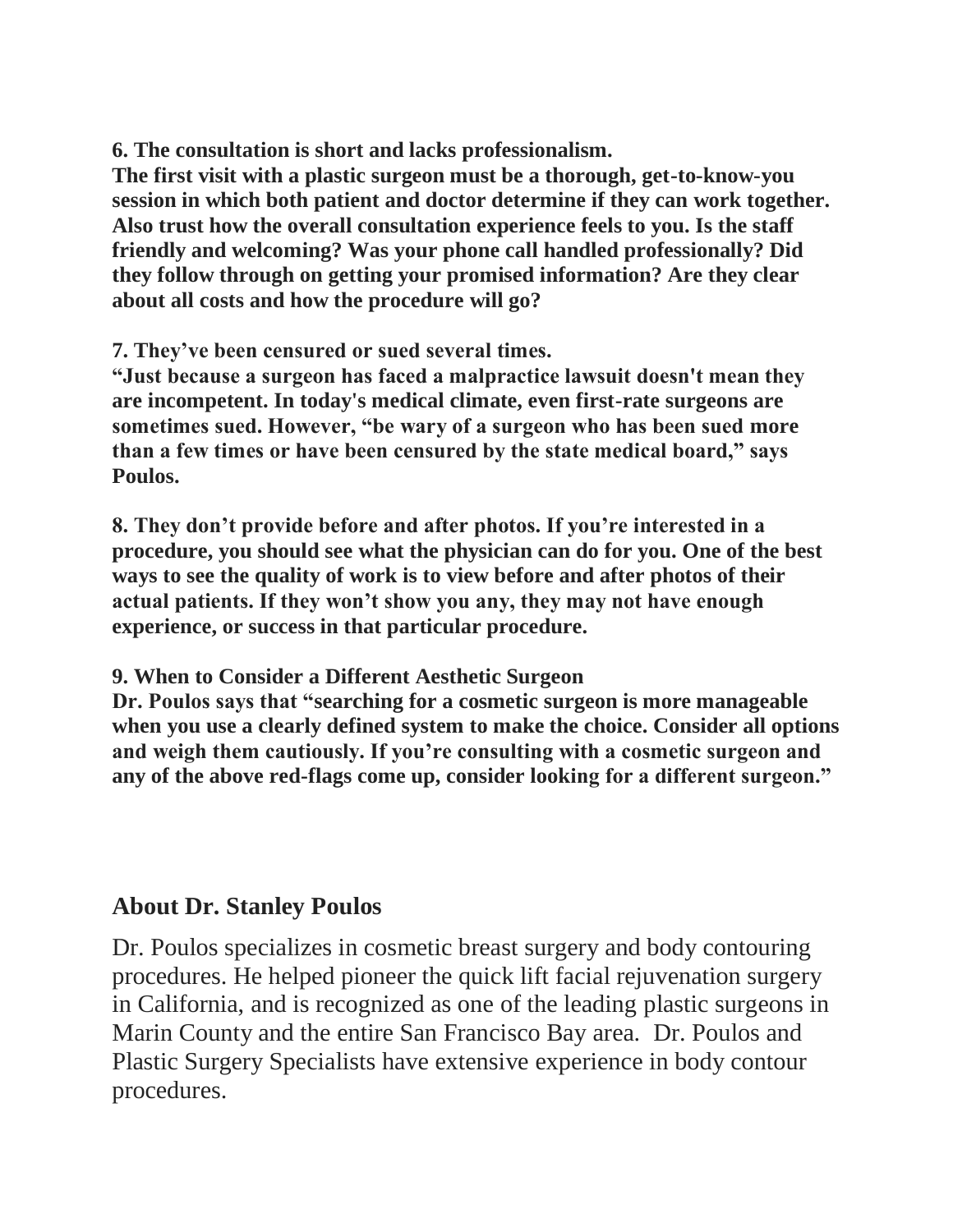**6. The consultation is short and lacks professionalism.**
**The first visit with a plastic surgeon must be a thorough, get-to-know-you session in which both patient and doctor determine if they can work together. Also trust how the overall consultation experience feels to you. Is the staff friendly and welcoming? Was your phone call handled professionally? Did they follow through on getting your promised information? Are they clear about all costs and how the procedure will go?**

**7. They've been censured or sued several times.**
**"Just because a surgeon has faced a malpractice lawsuit doesn't mean they are incompetent. In today's medical climate, even first-rate surgeons are sometimes sued. However, "be wary of a surgeon who has been sued more than a few times or have been censured by the state medical board," says Poulos.**

**8. They don't provide before and after photos. If you're interested in a procedure, you should see what the physician can do for you. One of the best ways to see the quality of work is to view before and after photos of their actual patients. If they won't show you any, they may not have enough experience, or success in that particular procedure.**

**9. When to Consider a Different Aesthetic Surgeon**
**Dr. Poulos says that "searching for a cosmetic surgeon is more manageable when you use a clearly defined system to make the choice. Consider all options and weigh them cautiously. If you're consulting with a cosmetic surgeon and any of the above red-flags come up, consider looking for a different surgeon."**

## About Dr. Stanley Poulos

Dr. Poulos specializes in cosmetic breast surgery and body contouring procedures. He helped pioneer the quick lift facial rejuvenation surgery in California, and is recognized as one of the leading plastic surgeons in Marin County and the entire San Francisco Bay area. Dr. Poulos and Plastic Surgery Specialists have extensive experience in body contour procedures.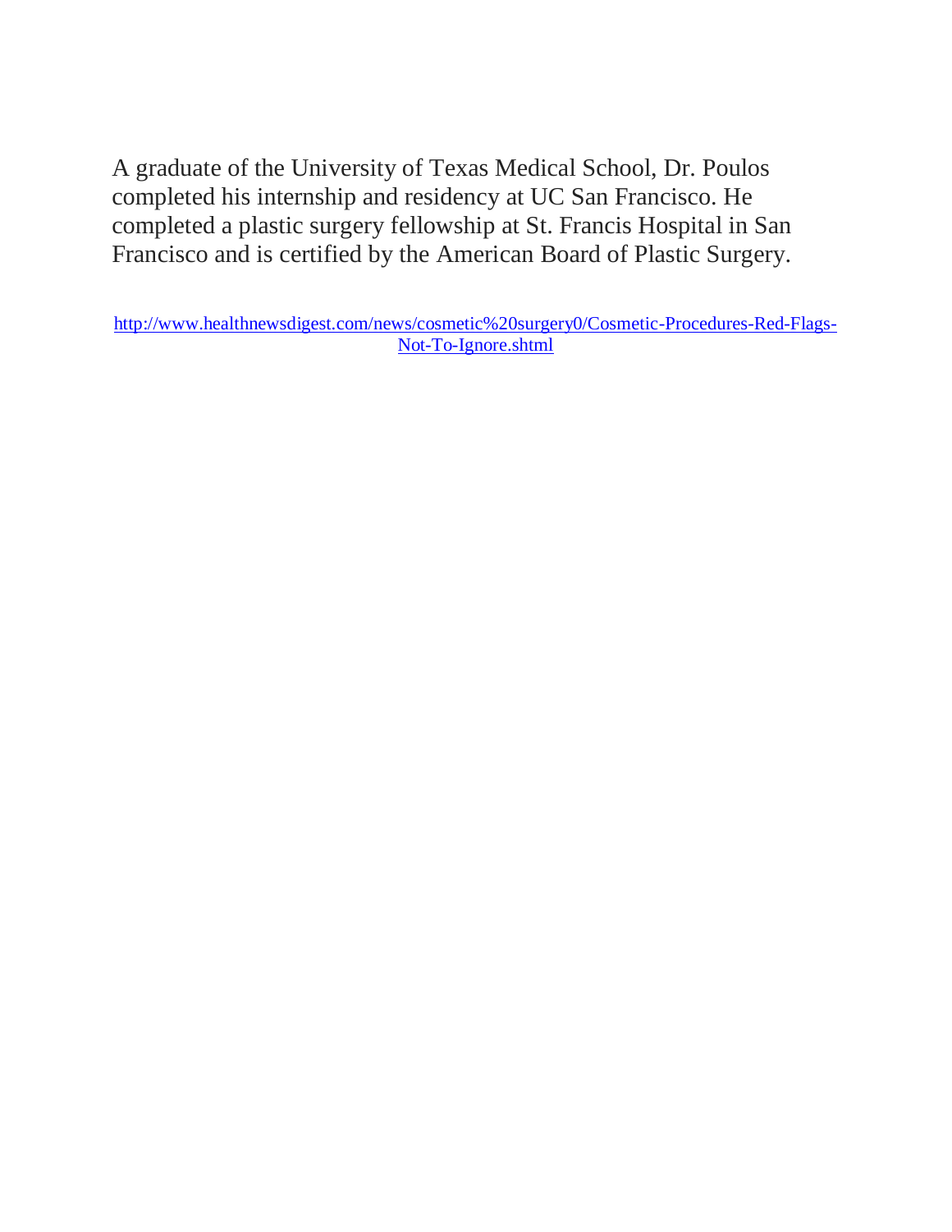A graduate of the University of Texas Medical School, Dr. Poulos completed his internship and residency at UC San Francisco. He completed a plastic surgery fellowship at St. Francis Hospital in San Francisco and is certified by the American Board of Plastic Surgery.

http://www.healthnewsdigest.com/news/cosmetic%20surgery0/Cosmetic-Procedures-Red-Flags-Not-To-Ignore.shtml